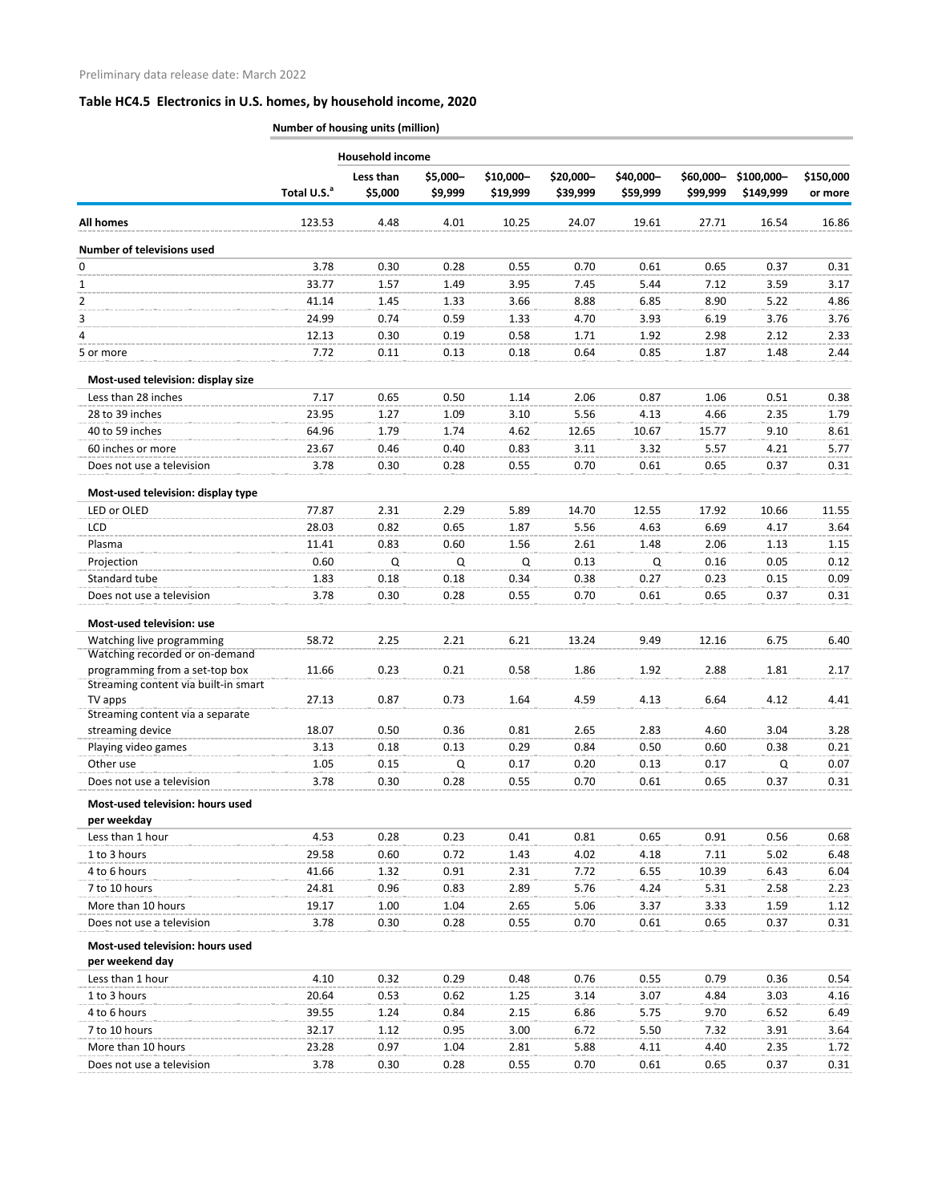Preliminary data release date: March 2022

## Table HC4.5 Electronics in U.S. homes, by household income, 2020

| | Number of housing units (million) | | | | | | | | |
|---|---|---|---|---|---|---|---|---|---|
| | | Household income | | | | | | | |
| | Total U.S.[a] | Less than $5,000 | $5,000–$9,999 | $10,000–$19,999 | $20,000–$39,999 | $40,000–$59,999 | $60,000–$99,999 | $100,000–$149,999 | $150,000 or more |
| **All homes** | 123.53 | 4.48 | 4.01 | 10.25 | 24.07 | 19.61 | 27.71 | 16.54 | 16.86 |
| **Number of televisions used** | | | | | | | | | |
| 0 | 3.78 | 0.30 | 0.28 | 0.55 | 0.70 | 0.61 | 0.65 | 0.37 | 0.31 |
| 1 | 33.77 | 1.57 | 1.49 | 3.95 | 7.45 | 5.44 | 7.12 | 3.59 | 3.17 |
| 2 | 41.14 | 1.45 | 1.33 | 3.66 | 8.88 | 6.85 | 8.90 | 5.22 | 4.86 |
| 3 | 24.99 | 0.74 | 0.59 | 1.33 | 4.70 | 3.93 | 6.19 | 3.76 | 3.76 |
| 4 | 12.13 | 0.30 | 0.19 | 0.58 | 1.71 | 1.92 | 2.98 | 2.12 | 2.33 |
| 5 or more | 7.72 | 0.11 | 0.13 | 0.18 | 0.64 | 0.85 | 1.87 | 1.48 | 2.44 |
| **Most-used television: display size** | | | | | | | | | |
| Less than 28 inches | 7.17 | 0.65 | 0.50 | 1.14 | 2.06 | 0.87 | 1.06 | 0.51 | 0.38 |
| 28 to 39 inches | 23.95 | 1.27 | 1.09 | 3.10 | 5.56 | 4.13 | 4.66 | 2.35 | 1.79 |
| 40 to 59 inches | 64.96 | 1.79 | 1.74 | 4.62 | 12.65 | 10.67 | 15.77 | 9.10 | 8.61 |
| 60 inches or more | 23.67 | 0.46 | 0.40 | 0.83 | 3.11 | 3.32 | 5.57 | 4.21 | 5.77 |
| Does not use a television | 3.78 | 0.30 | 0.28 | 0.55 | 0.70 | 0.61 | 0.65 | 0.37 | 0.31 |
| **Most-used television: display type** | | | | | | | | | |
| LED or OLED | 77.87 | 2.31 | 2.29 | 5.89 | 14.70 | 12.55 | 17.92 | 10.66 | 11.55 |
| LCD | 28.03 | 0.82 | 0.65 | 1.87 | 5.56 | 4.63 | 6.69 | 4.17 | 3.64 |
| Plasma | 11.41 | 0.83 | 0.60 | 1.56 | 2.61 | 1.48 | 2.06 | 1.13 | 1.15 |
| Projection | 0.60 | Q | Q | Q | 0.13 | Q | 0.16 | 0.05 | 0.12 |
| Standard tube | 1.83 | 0.18 | 0.18 | 0.34 | 0.38 | 0.27 | 0.23 | 0.15 | 0.09 |
| Does not use a television | 3.78 | 0.30 | 0.28 | 0.55 | 0.70 | 0.61 | 0.65 | 0.37 | 0.31 |
| **Most-used television: use** | | | | | | | | | |
| Watching live programming | 58.72 | 2.25 | 2.21 | 6.21 | 13.24 | 9.49 | 12.16 | 6.75 | 6.40 |
| Watching recorded or on-demand programming from a set-top box | 11.66 | 0.23 | 0.21 | 0.58 | 1.86 | 1.92 | 2.88 | 1.81 | 2.17 |
| Streaming content via built-in smart TV apps | 27.13 | 0.87 | 0.73 | 1.64 | 4.59 | 4.13 | 6.64 | 4.12 | 4.41 |
| Streaming content via a separate streaming device | 18.07 | 0.50 | 0.36 | 0.81 | 2.65 | 2.83 | 4.60 | 3.04 | 3.28 |
| Playing video games | 3.13 | 0.18 | 0.13 | 0.29 | 0.84 | 0.50 | 0.60 | 0.38 | 0.21 |
| Other use | 1.05 | 0.15 | Q | 0.17 | 0.20 | 0.13 | 0.17 | Q | 0.07 |
| Does not use a television | 3.78 | 0.30 | 0.28 | 0.55 | 0.70 | 0.61 | 0.65 | 0.37 | 0.31 |
| **Most-used television: hours used per weekday** | | | | | | | | | |
| Less than 1 hour | 4.53 | 0.28 | 0.23 | 0.41 | 0.81 | 0.65 | 0.91 | 0.56 | 0.68 |
| 1 to 3 hours | 29.58 | 0.60 | 0.72 | 1.43 | 4.02 | 4.18 | 7.11 | 5.02 | 6.48 |
| 4 to 6 hours | 41.66 | 1.32 | 0.91 | 2.31 | 7.72 | 6.55 | 10.39 | 6.43 | 6.04 |
| 7 to 10 hours | 24.81 | 0.96 | 0.83 | 2.89 | 5.76 | 4.24 | 5.31 | 2.58 | 2.23 |
| More than 10 hours | 19.17 | 1.00 | 1.04 | 2.65 | 5.06 | 3.37 | 3.33 | 1.59 | 1.12 |
| Does not use a television | 3.78 | 0.30 | 0.28 | 0.55 | 0.70 | 0.61 | 0.65 | 0.37 | 0.31 |
| **Most-used television: hours used per weekend day** | | | | | | | | | |
| Less than 1 hour | 4.10 | 0.32 | 0.29 | 0.48 | 0.76 | 0.55 | 0.79 | 0.36 | 0.54 |
| 1 to 3 hours | 20.64 | 0.53 | 0.62 | 1.25 | 3.14 | 3.07 | 4.84 | 3.03 | 4.16 |
| 4 to 6 hours | 39.55 | 1.24 | 0.84 | 2.15 | 6.86 | 5.75 | 9.70 | 6.52 | 6.49 |
| 7 to 10 hours | 32.17 | 1.12 | 0.95 | 3.00 | 6.72 | 5.50 | 7.32 | 3.91 | 3.64 |
| More than 10 hours | 23.28 | 0.97 | 1.04 | 2.81 | 5.88 | 4.11 | 4.40 | 2.35 | 1.72 |
| Does not use a television | 3.78 | 0.30 | 0.28 | 0.55 | 0.70 | 0.61 | 0.65 | 0.37 | 0.31 |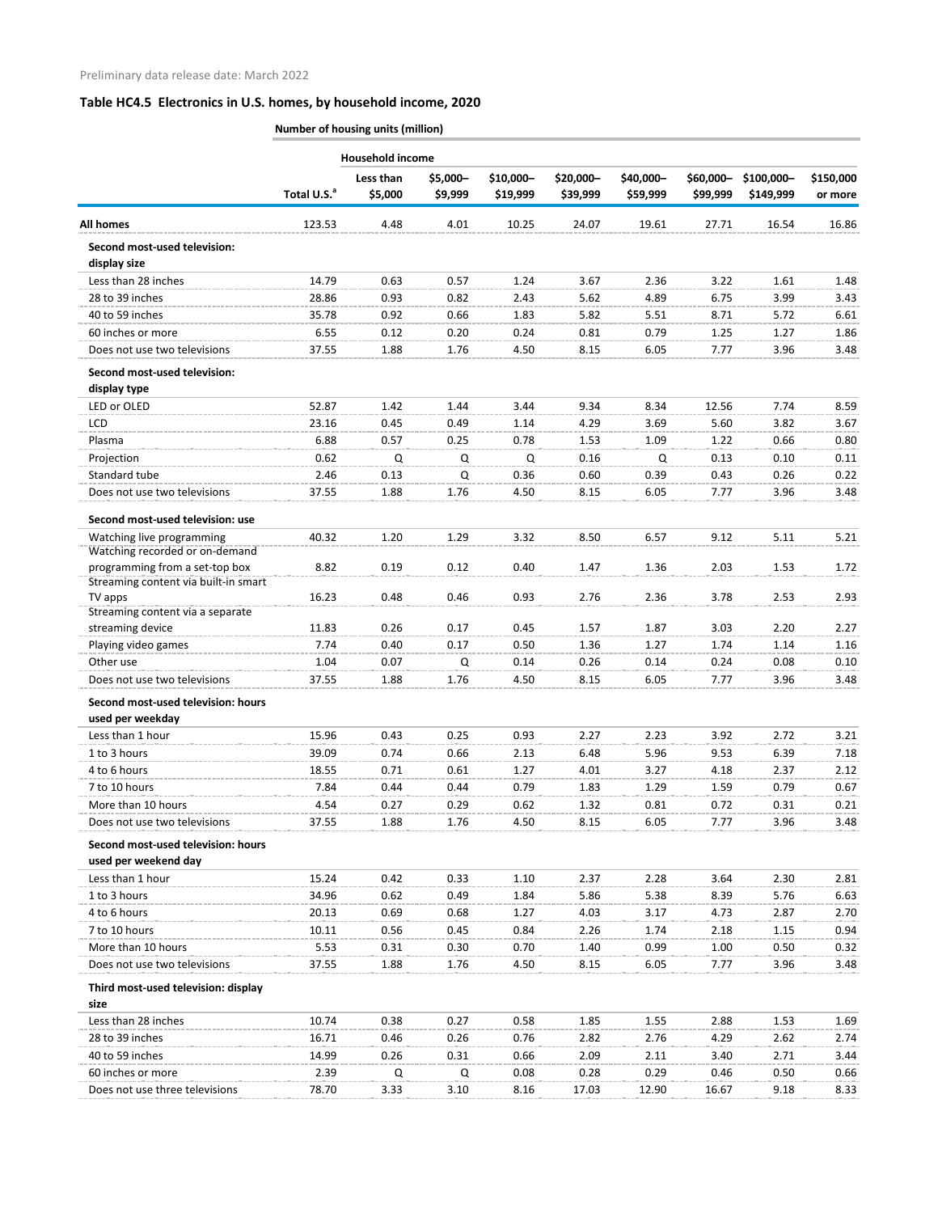Preliminary data release date: March 2022

## Table HC4.5 Electronics in U.S. homes, by household income, 2020

Number of housing units (million)

| | | Household income | | | | | | | |
|---|---|---|---|---|---|---|---|---|---|
| | Total U.S.[a] | Less than $5,000 | $5,000–$9,999 | $10,000–$19,999 | $20,000–$39,999 | $40,000–$59,999 | $60,000–$99,999 | $100,000–$149,999 | $150,000 or more |
| **All homes** | 123.53 | 4.48 | 4.01 | 10.25 | 24.07 | 19.61 | 27.71 | 16.54 | 16.86 |
| **Second most-used television: display size** | | | | | | | | | |
| Less than 28 inches | 14.79 | 0.63 | 0.57 | 1.24 | 3.67 | 2.36 | 3.22 | 1.61 | 1.48 |
| 28 to 39 inches | 28.86 | 0.93 | 0.82 | 2.43 | 5.62 | 4.89 | 6.75 | 3.99 | 3.43 |
| 40 to 59 inches | 35.78 | 0.92 | 0.66 | 1.83 | 5.82 | 5.51 | 8.71 | 5.72 | 6.61 |
| 60 inches or more | 6.55 | 0.12 | 0.20 | 0.24 | 0.81 | 0.79 | 1.25 | 1.27 | 1.86 |
| Does not use two televisions | 37.55 | 1.88 | 1.76 | 4.50 | 8.15 | 6.05 | 7.77 | 3.96 | 3.48 |
| **Second most-used television: display type** | | | | | | | | | |
| LED or OLED | 52.87 | 1.42 | 1.44 | 3.44 | 9.34 | 8.34 | 12.56 | 7.74 | 8.59 |
| LCD | 23.16 | 0.45 | 0.49 | 1.14 | 4.29 | 3.69 | 5.60 | 3.82 | 3.67 |
| Plasma | 6.88 | 0.57 | 0.25 | 0.78 | 1.53 | 1.09 | 1.22 | 0.66 | 0.80 |
| Projection | 0.62 | Q | Q | Q | 0.16 | Q | 0.13 | 0.10 | 0.11 |
| Standard tube | 2.46 | 0.13 | Q | 0.36 | 0.60 | 0.39 | 0.43 | 0.26 | 0.22 |
| Does not use two televisions | 37.55 | 1.88 | 1.76 | 4.50 | 8.15 | 6.05 | 7.77 | 3.96 | 3.48 |
| **Second most-used television: use** | | | | | | | | | |
| Watching live programming | 40.32 | 1.20 | 1.29 | 3.32 | 8.50 | 6.57 | 9.12 | 5.11 | 5.21 |
| Watching recorded or on-demand programming from a set-top box | 8.82 | 0.19 | 0.12 | 0.40 | 1.47 | 1.36 | 2.03 | 1.53 | 1.72 |
| Streaming content via built-in smart TV apps | 16.23 | 0.48 | 0.46 | 0.93 | 2.76 | 2.36 | 3.78 | 2.53 | 2.93 |
| Streaming content via a separate streaming device | 11.83 | 0.26 | 0.17 | 0.45 | 1.57 | 1.87 | 3.03 | 2.20 | 2.27 |
| Playing video games | 7.74 | 0.40 | 0.17 | 0.50 | 1.36 | 1.27 | 1.74 | 1.14 | 1.16 |
| Other use | 1.04 | 0.07 | Q | 0.14 | 0.26 | 0.14 | 0.24 | 0.08 | 0.10 |
| Does not use two televisions | 37.55 | 1.88 | 1.76 | 4.50 | 8.15 | 6.05 | 7.77 | 3.96 | 3.48 |
| **Second most-used television: hours used per weekday** | | | | | | | | | |
| Less than 1 hour | 15.96 | 0.43 | 0.25 | 0.93 | 2.27 | 2.23 | 3.92 | 2.72 | 3.21 |
| 1 to 3 hours | 39.09 | 0.74 | 0.66 | 2.13 | 6.48 | 5.96 | 9.53 | 6.39 | 7.18 |
| 4 to 6 hours | 18.55 | 0.71 | 0.61 | 1.27 | 4.01 | 3.27 | 4.18 | 2.37 | 2.12 |
| 7 to 10 hours | 7.84 | 0.44 | 0.44 | 0.79 | 1.83 | 1.29 | 1.59 | 0.79 | 0.67 |
| More than 10 hours | 4.54 | 0.27 | 0.29 | 0.62 | 1.32 | 0.81 | 0.72 | 0.31 | 0.21 |
| Does not use two televisions | 37.55 | 1.88 | 1.76 | 4.50 | 8.15 | 6.05 | 7.77 | 3.96 | 3.48 |
| **Second most-used television: hours used per weekend day** | | | | | | | | | |
| Less than 1 hour | 15.24 | 0.42 | 0.33 | 1.10 | 2.37 | 2.28 | 3.64 | 2.30 | 2.81 |
| 1 to 3 hours | 34.96 | 0.62 | 0.49 | 1.84 | 5.86 | 5.38 | 8.39 | 5.76 | 6.63 |
| 4 to 6 hours | 20.13 | 0.69 | 0.68 | 1.27 | 4.03 | 3.17 | 4.73 | 2.87 | 2.70 |
| 7 to 10 hours | 10.11 | 0.56 | 0.45 | 0.84 | 2.26 | 1.74 | 2.18 | 1.15 | 0.94 |
| More than 10 hours | 5.53 | 0.31 | 0.30 | 0.70 | 1.40 | 0.99 | 1.00 | 0.50 | 0.32 |
| Does not use two televisions | 37.55 | 1.88 | 1.76 | 4.50 | 8.15 | 6.05 | 7.77 | 3.96 | 3.48 |
| **Third most-used television: display size** | | | | | | | | | |
| Less than 28 inches | 10.74 | 0.38 | 0.27 | 0.58 | 1.85 | 1.55 | 2.88 | 1.53 | 1.69 |
| 28 to 39 inches | 16.71 | 0.46 | 0.26 | 0.76 | 2.82 | 2.76 | 4.29 | 2.62 | 2.74 |
| 40 to 59 inches | 14.99 | 0.26 | 0.31 | 0.66 | 2.09 | 2.11 | 3.40 | 2.71 | 3.44 |
| 60 inches or more | 2.39 | Q | Q | 0.08 | 0.28 | 0.29 | 0.46 | 0.50 | 0.66 |
| Does not use three televisions | 78.70 | 3.33 | 3.10 | 8.16 | 17.03 | 12.90 | 16.67 | 9.18 | 8.33 |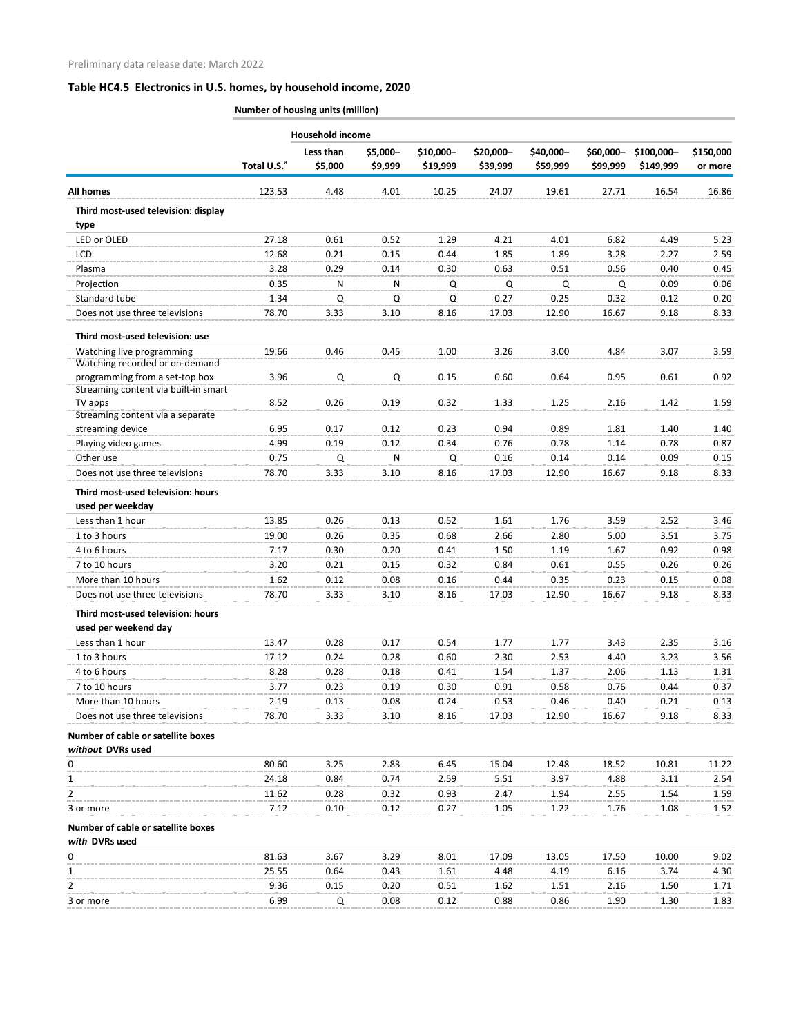Preliminary data release date: March 2022

## Table HC4.5 Electronics in U.S. homes, by household income, 2020

| | Number of housing units (million) | | | | | | | | |
|---|---|---|---|---|---|---|---|---|---|
| | | Household income | | | | | | | |
| | Total U.S.[a] | Less than $5,000 | $5,000–$9,999 | $10,000–$19,999 | $20,000–$39,999 | $40,000–$59,999 | $60,000–$99,999 | $100,000–$149,999 | $150,000 or more |
| **All homes** | 123.53 | 4.48 | 4.01 | 10.25 | 24.07 | 19.61 | 27.71 | 16.54 | 16.86 |
| **Third most-used television: display type** | | | | | | | | | |
| LED or OLED | 27.18 | 0.61 | 0.52 | 1.29 | 4.21 | 4.01 | 6.82 | 4.49 | 5.23 |
| LCD | 12.68 | 0.21 | 0.15 | 0.44 | 1.85 | 1.89 | 3.28 | 2.27 | 2.59 |
| Plasma | 3.28 | 0.29 | 0.14 | 0.30 | 0.63 | 0.51 | 0.56 | 0.40 | 0.45 |
| Projection | 0.35 | N | N | Q | Q | Q | Q | 0.09 | 0.06 |
| Standard tube | 1.34 | Q | Q | Q | 0.27 | 0.25 | 0.32 | 0.12 | 0.20 |
| Does not use three televisions | 78.70 | 3.33 | 3.10 | 8.16 | 17.03 | 12.90 | 16.67 | 9.18 | 8.33 |
| **Third most-used television: use** | | | | | | | | | |
| Watching live programming | 19.66 | 0.46 | 0.45 | 1.00 | 3.26 | 3.00 | 4.84 | 3.07 | 3.59 |
| Watching recorded or on-demand programming from a set-top box | 3.96 | Q | Q | 0.15 | 0.60 | 0.64 | 0.95 | 0.61 | 0.92 |
| Streaming content via built-in smart TV apps | 8.52 | 0.26 | 0.19 | 0.32 | 1.33 | 1.25 | 2.16 | 1.42 | 1.59 |
| Streaming content via a separate streaming device | 6.95 | 0.17 | 0.12 | 0.23 | 0.94 | 0.89 | 1.81 | 1.40 | 1.40 |
| Playing video games | 4.99 | 0.19 | 0.12 | 0.34 | 0.76 | 0.78 | 1.14 | 0.78 | 0.87 |
| Other use | 0.75 | Q | N | Q | 0.16 | 0.14 | 0.14 | 0.09 | 0.15 |
| Does not use three televisions | 78.70 | 3.33 | 3.10 | 8.16 | 17.03 | 12.90 | 16.67 | 9.18 | 8.33 |
| **Third most-used television: hours used per weekday** | | | | | | | | | |
| Less than 1 hour | 13.85 | 0.26 | 0.13 | 0.52 | 1.61 | 1.76 | 3.59 | 2.52 | 3.46 |
| 1 to 3 hours | 19.00 | 0.26 | 0.35 | 0.68 | 2.66 | 2.80 | 5.00 | 3.51 | 3.75 |
| 4 to 6 hours | 7.17 | 0.30 | 0.20 | 0.41 | 1.50 | 1.19 | 1.67 | 0.92 | 0.98 |
| 7 to 10 hours | 3.20 | 0.21 | 0.15 | 0.32 | 0.84 | 0.61 | 0.55 | 0.26 | 0.26 |
| More than 10 hours | 1.62 | 0.12 | 0.08 | 0.16 | 0.44 | 0.35 | 0.23 | 0.15 | 0.08 |
| Does not use three televisions | 78.70 | 3.33 | 3.10 | 8.16 | 17.03 | 12.90 | 16.67 | 9.18 | 8.33 |
| **Third most-used television: hours used per weekend day** | | | | | | | | | |
| Less than 1 hour | 13.47 | 0.28 | 0.17 | 0.54 | 1.77 | 1.77 | 3.43 | 2.35 | 3.16 |
| 1 to 3 hours | 17.12 | 0.24 | 0.28 | 0.60 | 2.30 | 2.53 | 4.40 | 3.23 | 3.56 |
| 4 to 6 hours | 8.28 | 0.28 | 0.18 | 0.41 | 1.54 | 1.37 | 2.06 | 1.13 | 1.31 |
| 7 to 10 hours | 3.77 | 0.23 | 0.19 | 0.30 | 0.91 | 0.58 | 0.76 | 0.44 | 0.37 |
| More than 10 hours | 2.19 | 0.13 | 0.08 | 0.24 | 0.53 | 0.46 | 0.40 | 0.21 | 0.13 |
| Does not use three televisions | 78.70 | 3.33 | 3.10 | 8.16 | 17.03 | 12.90 | 16.67 | 9.18 | 8.33 |
| **Number of cable or satellite boxes *without* DVRs used** | | | | | | | | | |
| 0 | 80.60 | 3.25 | 2.83 | 6.45 | 15.04 | 12.48 | 18.52 | 10.81 | 11.22 |
| 1 | 24.18 | 0.84 | 0.74 | 2.59 | 5.51 | 3.97 | 4.88 | 3.11 | 2.54 |
| 2 | 11.62 | 0.28 | 0.32 | 0.93 | 2.47 | 1.94 | 2.55 | 1.54 | 1.59 |
| 3 or more | 7.12 | 0.10 | 0.12 | 0.27 | 1.05 | 1.22 | 1.76 | 1.08 | 1.52 |
| **Number of cable or satellite boxes *with* DVRs used** | | | | | | | | | |
| 0 | 81.63 | 3.67 | 3.29 | 8.01 | 17.09 | 13.05 | 17.50 | 10.00 | 9.02 |
| 1 | 25.55 | 0.64 | 0.43 | 1.61 | 4.48 | 4.19 | 6.16 | 3.74 | 4.30 |
| 2 | 9.36 | 0.15 | 0.20 | 0.51 | 1.62 | 1.51 | 2.16 | 1.50 | 1.71 |
| 3 or more | 6.99 | Q | 0.08 | 0.12 | 0.88 | 0.86 | 1.90 | 1.30 | 1.83 |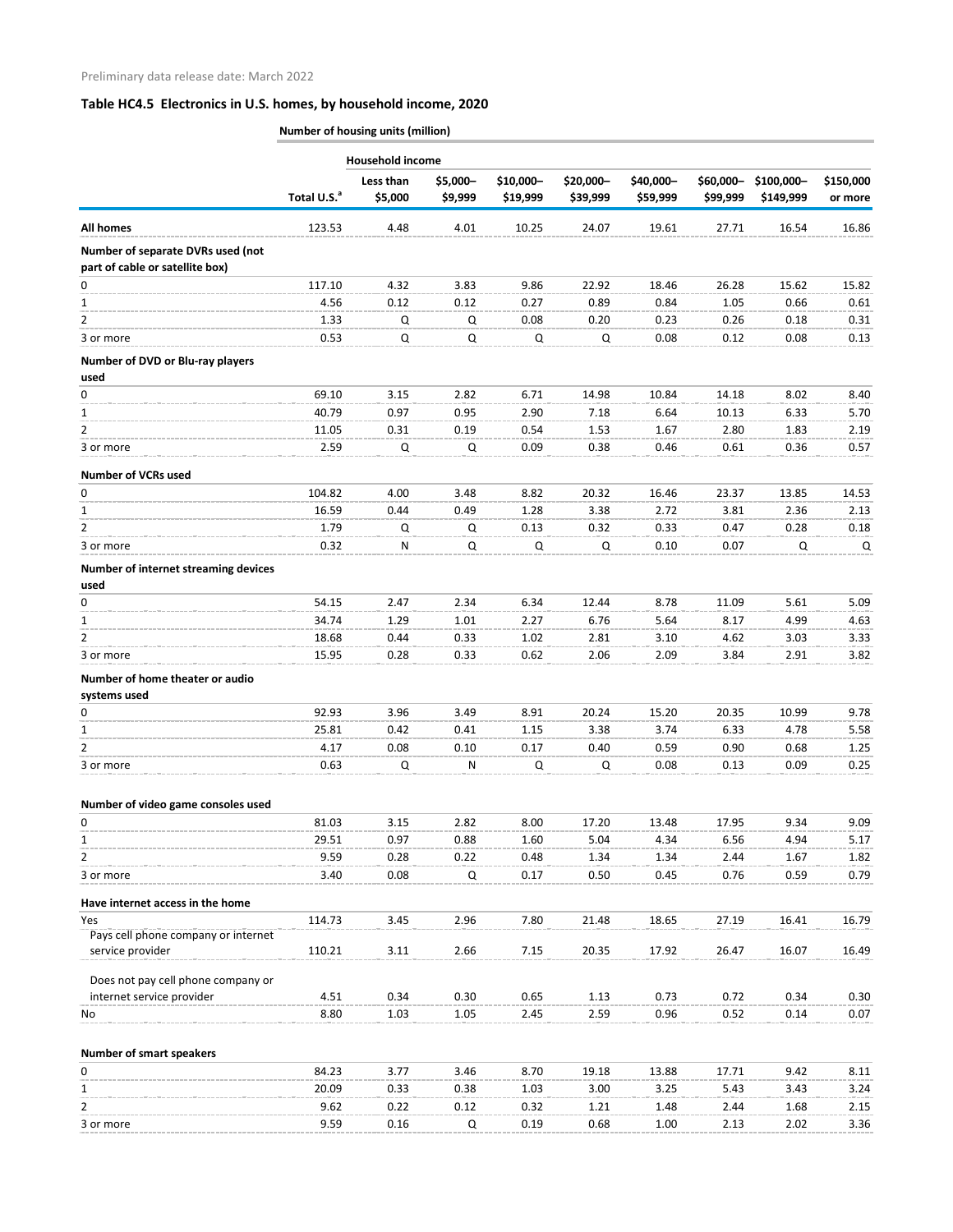Preliminary data release date: March 2022

## Table HC4.5 Electronics in U.S. homes, by household income, 2020

Number of housing units (million)

| | | Household income | | | | | | | |
|---|---|---|---|---|---|---|---|---|---|
| | Total U.S.[a] | Less than $5,000 | $5,000–$9,999 | $10,000–$19,999 | $20,000–$39,999 | $40,000–$59,999 | $60,000–$99,999 | $100,000–$149,999 | $150,000 or more |
| **All homes** | 123.53 | 4.48 | 4.01 | 10.25 | 24.07 | 19.61 | 27.71 | 16.54 | 16.86 |
| **Number of separate DVRs used (not part of cable or satellite box)** | | | | | | | | | |
| 0 | 117.10 | 4.32 | 3.83 | 9.86 | 22.92 | 18.46 | 26.28 | 15.62 | 15.82 |
| 1 | 4.56 | 0.12 | 0.12 | 0.27 | 0.89 | 0.84 | 1.05 | 0.66 | 0.61 |
| 2 | 1.33 | Q | Q | 0.08 | 0.20 | 0.23 | 0.26 | 0.18 | 0.31 |
| 3 or more | 0.53 | Q | Q | Q | Q | 0.08 | 0.12 | 0.08 | 0.13 |
| **Number of DVD or Blu-ray players used** | | | | | | | | | |
| 0 | 69.10 | 3.15 | 2.82 | 6.71 | 14.98 | 10.84 | 14.18 | 8.02 | 8.40 |
| 1 | 40.79 | 0.97 | 0.95 | 2.90 | 7.18 | 6.64 | 10.13 | 6.33 | 5.70 |
| 2 | 11.05 | 0.31 | 0.19 | 0.54 | 1.53 | 1.67 | 2.80 | 1.83 | 2.19 |
| 3 or more | 2.59 | Q | Q | 0.09 | 0.38 | 0.46 | 0.61 | 0.36 | 0.57 |
| **Number of VCRs used** | | | | | | | | | |
| 0 | 104.82 | 4.00 | 3.48 | 8.82 | 20.32 | 16.46 | 23.37 | 13.85 | 14.53 |
| 1 | 16.59 | 0.44 | 0.49 | 1.28 | 3.38 | 2.72 | 3.81 | 2.36 | 2.13 |
| 2 | 1.79 | Q | Q | 0.13 | 0.32 | 0.33 | 0.47 | 0.28 | 0.18 |
| 3 or more | 0.32 | N | Q | Q | Q | 0.10 | 0.07 | Q | Q |
| **Number of internet streaming devices used** | | | | | | | | | |
| 0 | 54.15 | 2.47 | 2.34 | 6.34 | 12.44 | 8.78 | 11.09 | 5.61 | 5.09 |
| 1 | 34.74 | 1.29 | 1.01 | 2.27 | 6.76 | 5.64 | 8.17 | 4.99 | 4.63 |
| 2 | 18.68 | 0.44 | 0.33 | 1.02 | 2.81 | 3.10 | 4.62 | 3.03 | 3.33 |
| 3 or more | 15.95 | 0.28 | 0.33 | 0.62 | 2.06 | 2.09 | 3.84 | 2.91 | 3.82 |
| **Number of home theater or audio systems used** | | | | | | | | | |
| 0 | 92.93 | 3.96 | 3.49 | 8.91 | 20.24 | 15.20 | 20.35 | 10.99 | 9.78 |
| 1 | 25.81 | 0.42 | 0.41 | 1.15 | 3.38 | 3.74 | 6.33 | 4.78 | 5.58 |
| 2 | 4.17 | 0.08 | 0.10 | 0.17 | 0.40 | 0.59 | 0.90 | 0.68 | 1.25 |
| 3 or more | 0.63 | Q | N | Q | Q | 0.08 | 0.13 | 0.09 | 0.25 |
| **Number of video game consoles used** | | | | | | | | | |
| 0 | 81.03 | 3.15 | 2.82 | 8.00 | 17.20 | 13.48 | 17.95 | 9.34 | 9.09 |
| 1 | 29.51 | 0.97 | 0.88 | 1.60 | 5.04 | 4.34 | 6.56 | 4.94 | 5.17 |
| 2 | 9.59 | 0.28 | 0.22 | 0.48 | 1.34 | 1.34 | 2.44 | 1.67 | 1.82 |
| 3 or more | 3.40 | 0.08 | Q | 0.17 | 0.50 | 0.45 | 0.76 | 0.59 | 0.79 |
| **Have internet access in the home** | | | | | | | | | |
| Yes | 114.73 | 3.45 | 2.96 | 7.80 | 21.48 | 18.65 | 27.19 | 16.41 | 16.79 |
| Pays cell phone company or internet service provider | 110.21 | 3.11 | 2.66 | 7.15 | 20.35 | 17.92 | 26.47 | 16.07 | 16.49 |
| Does not pay cell phone company or internet service provider | 4.51 | 0.34 | 0.30 | 0.65 | 1.13 | 0.73 | 0.72 | 0.34 | 0.30 |
| No | 8.80 | 1.03 | 1.05 | 2.45 | 2.59 | 0.96 | 0.52 | 0.14 | 0.07 |
| **Number of smart speakers** | | | | | | | | | |
| 0 | 84.23 | 3.77 | 3.46 | 8.70 | 19.18 | 13.88 | 17.71 | 9.42 | 8.11 |
| 1 | 20.09 | 0.33 | 0.38 | 1.03 | 3.00 | 3.25 | 5.43 | 3.43 | 3.24 |
| 2 | 9.62 | 0.22 | 0.12 | 0.32 | 1.21 | 1.48 | 2.44 | 1.68 | 2.15 |
| 3 or more | 9.59 | 0.16 | Q | 0.19 | 0.68 | 1.00 | 2.13 | 2.02 | 3.36 |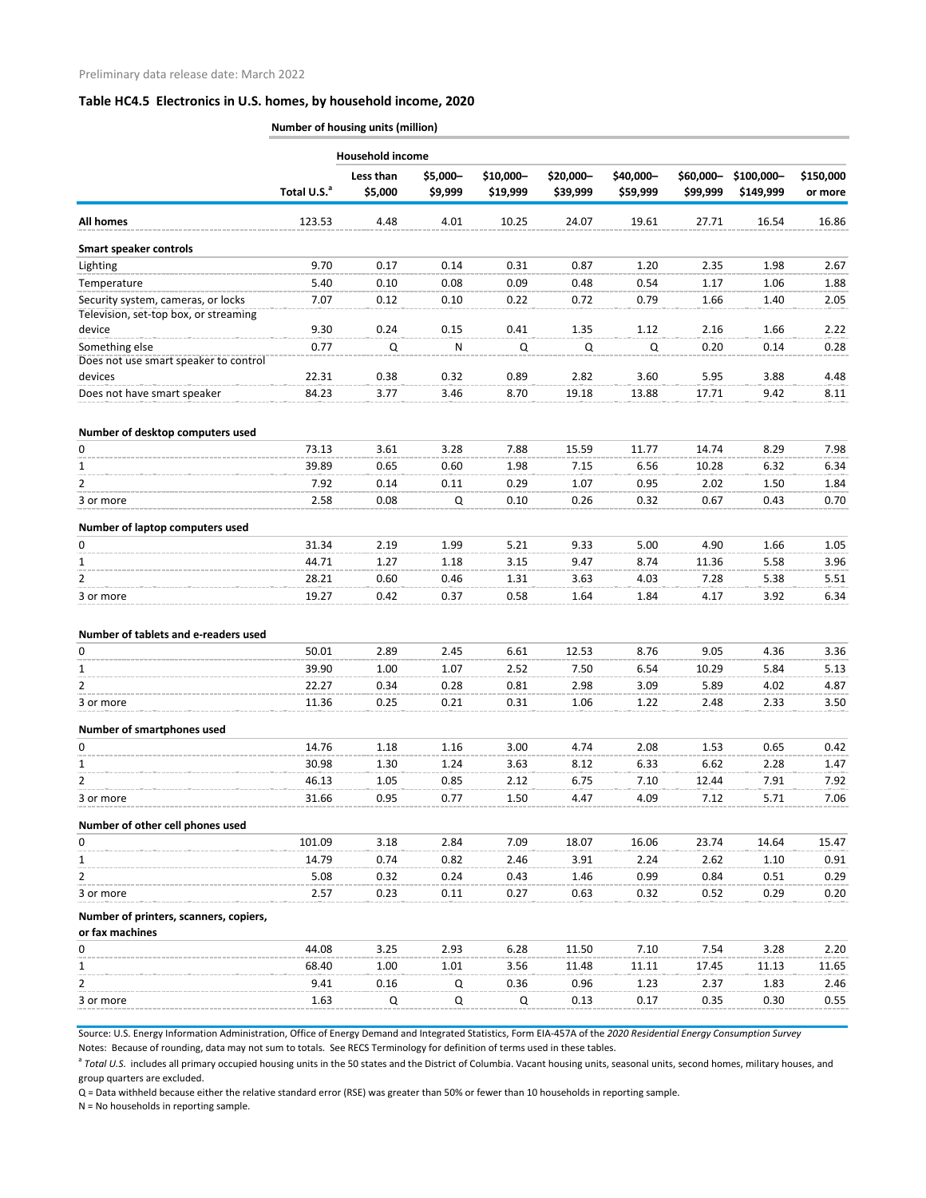Preliminary data release date: March 2022

### Table HC4.5 Electronics in U.S. homes, by household income, 2020

**Number of housing units (million)**

| | | Household income | | | | | | | |
|---|---|---|---|---|---|---|---|---|---|
| | Total U.S.[a] | Less than $5,000 | $5,000–$9,999 | $10,000–$19,999 | $20,000–$39,999 | $40,000–$59,999 | $60,000–$99,999 | $100,000–$149,999 | $150,000 or more |
| **All homes** | 123.53 | 4.48 | 4.01 | 10.25 | 24.07 | 19.61 | 27.71 | 16.54 | 16.86 |
| **Smart speaker controls** | | | | | | | | | |
| Lighting | 9.70 | 0.17 | 0.14 | 0.31 | 0.87 | 1.20 | 2.35 | 1.98 | 2.67 |
| Temperature | 5.40 | 0.10 | 0.08 | 0.09 | 0.48 | 0.54 | 1.17 | 1.06 | 1.88 |
| Security system, cameras, or locks | 7.07 | 0.12 | 0.10 | 0.22 | 0.72 | 0.79 | 1.66 | 1.40 | 2.05 |
| Television, set-top box, or streaming device | 9.30 | 0.24 | 0.15 | 0.41 | 1.35 | 1.12 | 2.16 | 1.66 | 2.22 |
| Something else | 0.77 | Q | N | Q | Q | Q | 0.20 | 0.14 | 0.28 |
| Does not use smart speaker to control devices | 22.31 | 0.38 | 0.32 | 0.89 | 2.82 | 3.60 | 5.95 | 3.88 | 4.48 |
| Does not have smart speaker | 84.23 | 3.77 | 3.46 | 8.70 | 19.18 | 13.88 | 17.71 | 9.42 | 8.11 |
| **Number of desktop computers used** | | | | | | | | | |
| 0 | 73.13 | 3.61 | 3.28 | 7.88 | 15.59 | 11.77 | 14.74 | 8.29 | 7.98 |
| 1 | 39.89 | 0.65 | 0.60 | 1.98 | 7.15 | 6.56 | 10.28 | 6.32 | 6.34 |
| 2 | 7.92 | 0.14 | 0.11 | 0.29 | 1.07 | 0.95 | 2.02 | 1.50 | 1.84 |
| 3 or more | 2.58 | 0.08 | Q | 0.10 | 0.26 | 0.32 | 0.67 | 0.43 | 0.70 |
| **Number of laptop computers used** | | | | | | | | | |
| 0 | 31.34 | 2.19 | 1.99 | 5.21 | 9.33 | 5.00 | 4.90 | 1.66 | 1.05 |
| 1 | 44.71 | 1.27 | 1.18 | 3.15 | 9.47 | 8.74 | 11.36 | 5.58 | 3.96 |
| 2 | 28.21 | 0.60 | 0.46 | 1.31 | 3.63 | 4.03 | 7.28 | 5.38 | 5.51 |
| 3 or more | 19.27 | 0.42 | 0.37 | 0.58 | 1.64 | 1.84 | 4.17 | 3.92 | 6.34 |
| **Number of tablets and e-readers used** | | | | | | | | | |
| 0 | 50.01 | 2.89 | 2.45 | 6.61 | 12.53 | 8.76 | 9.05 | 4.36 | 3.36 |
| 1 | 39.90 | 1.00 | 1.07 | 2.52 | 7.50 | 6.54 | 10.29 | 5.84 | 5.13 |
| 2 | 22.27 | 0.34 | 0.28 | 0.81 | 2.98 | 3.09 | 5.89 | 4.02 | 4.87 |
| 3 or more | 11.36 | 0.25 | 0.21 | 0.31 | 1.06 | 1.22 | 2.48 | 2.33 | 3.50 |
| **Number of smartphones used** | | | | | | | | | |
| 0 | 14.76 | 1.18 | 1.16 | 3.00 | 4.74 | 2.08 | 1.53 | 0.65 | 0.42 |
| 1 | 30.98 | 1.30 | 1.24 | 3.63 | 8.12 | 6.33 | 6.62 | 2.28 | 1.47 |
| 2 | 46.13 | 1.05 | 0.85 | 2.12 | 6.75 | 7.10 | 12.44 | 7.91 | 7.92 |
| 3 or more | 31.66 | 0.95 | 0.77 | 1.50 | 4.47 | 4.09 | 7.12 | 5.71 | 7.06 |
| **Number of other cell phones used** | | | | | | | | | |
| 0 | 101.09 | 3.18 | 2.84 | 7.09 | 18.07 | 16.06 | 23.74 | 14.64 | 15.47 |
| 1 | 14.79 | 0.74 | 0.82 | 2.46 | 3.91 | 2.24 | 2.62 | 1.10 | 0.91 |
| 2 | 5.08 | 0.32 | 0.24 | 0.43 | 1.46 | 0.99 | 0.84 | 0.51 | 0.29 |
| 3 or more | 2.57 | 0.23 | 0.11 | 0.27 | 0.63 | 0.32 | 0.52 | 0.29 | 0.20 |
| **Number of printers, scanners, copiers, or fax machines** | | | | | | | | | |
| 0 | 44.08 | 3.25 | 2.93 | 6.28 | 11.50 | 7.10 | 7.54 | 3.28 | 2.20 |
| 1 | 68.40 | 1.00 | 1.01 | 3.56 | 11.48 | 11.11 | 17.45 | 11.13 | 11.65 |
| 2 | 9.41 | 0.16 | Q | 0.36 | 0.96 | 1.23 | 2.37 | 1.83 | 2.46 |
| 3 or more | 1.63 | Q | Q | Q | 0.13 | 0.17 | 0.35 | 0.30 | 0.55 |

Source: U.S. Energy Information Administration, Office of Energy Demand and Integrated Statistics, Form EIA-457A of the *2020 Residential Energy Consumption Survey*

Notes: Because of rounding, data may not sum to totals. See RECS Terminology for definition of terms used in these tables.

[a] *Total U.S.* includes all primary occupied housing units in the 50 states and the District of Columbia. Vacant housing units, seasonal units, second homes, military houses, and group quarters are excluded.

Q = Data withheld because either the relative standard error (RSE) was greater than 50% or fewer than 10 households in reporting sample.

N = No households in reporting sample.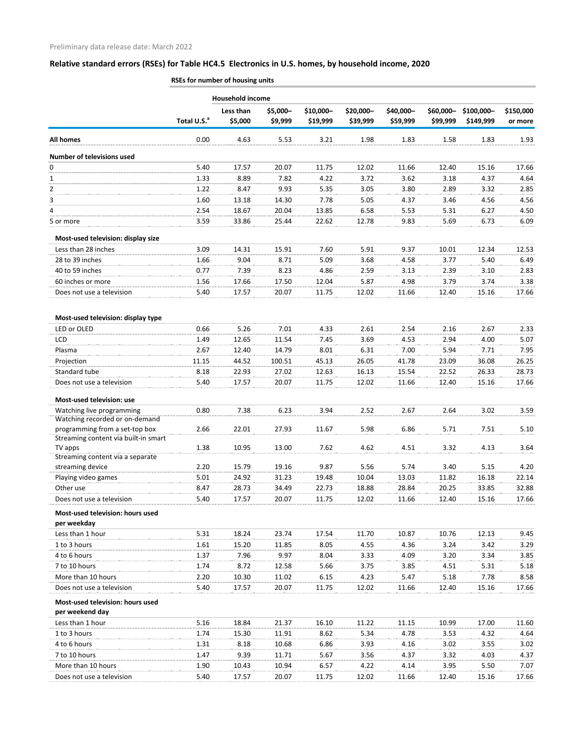Preliminary data release date: March 2022

## Relative standard errors (RSEs) for Table HC4.5 Electronics in U.S. homes, by household income, 2020

| | RSEs for number of housing units | | | | | | | | |
|---|---|---|---|---|---|---|---|---|---|
| | | Household income | | | | | | | |
| | Total U.S.[a] | Less than $5,000 | $5,000–$9,999 | $10,000–$19,999 | $20,000–$39,999 | $40,000–$59,999 | $60,000–$99,999 | $100,000–$149,999 | $150,000 or more |
| **All homes** | 0.00 | 4.63 | 5.53 | 3.21 | 1.98 | 1.83 | 1.58 | 1.83 | 1.93 |
| **Number of televisions used** | | | | | | | | | |
| 0 | 5.40 | 17.57 | 20.07 | 11.75 | 12.02 | 11.66 | 12.40 | 15.16 | 17.66 |
| 1 | 1.33 | 8.89 | 7.82 | 4.22 | 3.72 | 3.62 | 3.18 | 4.37 | 4.64 |
| 2 | 1.22 | 8.47 | 9.93 | 5.35 | 3.05 | 3.80 | 2.89 | 3.32 | 2.85 |
| 3 | 1.60 | 13.18 | 14.30 | 7.78 | 5.05 | 4.37 | 3.46 | 4.56 | 4.56 |
| 4 | 2.54 | 18.67 | 20.04 | 13.85 | 6.58 | 5.53 | 5.31 | 6.27 | 4.50 |
| 5 or more | 3.59 | 33.86 | 25.44 | 22.62 | 12.78 | 9.83 | 5.69 | 6.73 | 6.09 |
| **Most-used television: display size** | | | | | | | | | |
| Less than 28 inches | 3.09 | 14.31 | 15.91 | 7.60 | 5.91 | 9.37 | 10.01 | 12.34 | 12.53 |
| 28 to 39 inches | 1.66 | 9.04 | 8.71 | 5.09 | 3.68 | 4.58 | 3.77 | 5.40 | 6.49 |
| 40 to 59 inches | 0.77 | 7.39 | 8.23 | 4.86 | 2.59 | 3.13 | 2.39 | 3.10 | 2.83 |
| 60 inches or more | 1.56 | 17.66 | 17.50 | 12.04 | 5.87 | 4.98 | 3.79 | 3.74 | 3.38 |
| Does not use a television | 5.40 | 17.57 | 20.07 | 11.75 | 12.02 | 11.66 | 12.40 | 15.16 | 17.66 |
| **Most-used television: display type** | | | | | | | | | |
| LED or OLED | 0.66 | 5.26 | 7.01 | 4.33 | 2.61 | 2.54 | 2.16 | 2.67 | 2.33 |
| LCD | 1.49 | 12.65 | 11.54 | 7.45 | 3.69 | 4.53 | 2.94 | 4.00 | 5.07 |
| Plasma | 2.67 | 12.40 | 14.79 | 8.01 | 6.31 | 7.00 | 5.94 | 7.71 | 7.95 |
| Projection | 11.15 | 44.52 | 100.51 | 45.13 | 26.05 | 41.78 | 23.09 | 36.08 | 26.25 |
| Standard tube | 8.18 | 22.93 | 27.02 | 12.63 | 16.13 | 15.54 | 22.52 | 26.33 | 28.73 |
| Does not use a television | 5.40 | 17.57 | 20.07 | 11.75 | 12.02 | 11.66 | 12.40 | 15.16 | 17.66 |
| **Most-used television: use** | | | | | | | | | |
| Watching live programming | 0.80 | 7.38 | 6.23 | 3.94 | 2.52 | 2.67 | 2.64 | 3.02 | 3.59 |
| Watching recorded or on-demand programming from a set-top box | 2.66 | 22.01 | 27.93 | 11.67 | 5.98 | 6.86 | 5.71 | 7.51 | 5.10 |
| Streaming content via built-in smart TV apps | 1.38 | 10.95 | 13.00 | 7.62 | 4.62 | 4.51 | 3.32 | 4.13 | 3.64 |
| Streaming content via a separate streaming device | 2.20 | 15.79 | 19.16 | 9.87 | 5.56 | 5.74 | 3.40 | 5.15 | 4.20 |
| Playing video games | 5.01 | 24.92 | 31.23 | 19.48 | 10.04 | 13.03 | 11.82 | 16.18 | 22.14 |
| Other use | 8.47 | 28.73 | 34.49 | 22.73 | 18.88 | 28.84 | 20.25 | 33.85 | 32.88 |
| Does not use a television | 5.40 | 17.57 | 20.07 | 11.75 | 12.02 | 11.66 | 12.40 | 15.16 | 17.66 |
| **Most-used television: hours used per weekday** | | | | | | | | | |
| Less than 1 hour | 5.31 | 18.24 | 23.74 | 17.54 | 11.70 | 10.87 | 10.76 | 12.13 | 9.45 |
| 1 to 3 hours | 1.61 | 15.20 | 11.85 | 8.05 | 4.55 | 4.36 | 3.24 | 3.42 | 3.29 |
| 4 to 6 hours | 1.37 | 7.96 | 9.97 | 8.04 | 3.33 | 4.09 | 3.20 | 3.34 | 3.85 |
| 7 to 10 hours | 1.74 | 8.72 | 12.58 | 5.66 | 3.75 | 3.85 | 4.51 | 5.31 | 5.18 |
| More than 10 hours | 2.20 | 10.30 | 11.02 | 6.15 | 4.23 | 5.47 | 5.18 | 7.78 | 8.58 |
| Does not use a television | 5.40 | 17.57 | 20.07 | 11.75 | 12.02 | 11.66 | 12.40 | 15.16 | 17.66 |
| **Most-used television: hours used per weekend day** | | | | | | | | | |
| Less than 1 hour | 5.16 | 18.84 | 21.37 | 16.10 | 11.22 | 11.15 | 10.99 | 17.00 | 11.60 |
| 1 to 3 hours | 1.74 | 15.30 | 11.91 | 8.62 | 5.34 | 4.78 | 3.53 | 4.32 | 4.64 |
| 4 to 6 hours | 1.31 | 8.18 | 10.68 | 6.86 | 3.93 | 4.16 | 3.02 | 3.55 | 3.02 |
| 7 to 10 hours | 1.47 | 9.39 | 11.71 | 5.67 | 3.56 | 4.37 | 3.32 | 4.03 | 4.37 |
| More than 10 hours | 1.90 | 10.43 | 10.94 | 6.57 | 4.22 | 4.14 | 3.95 | 5.50 | 7.07 |
| Does not use a television | 5.40 | 17.57 | 20.07 | 11.75 | 12.02 | 11.66 | 12.40 | 15.16 | 17.66 |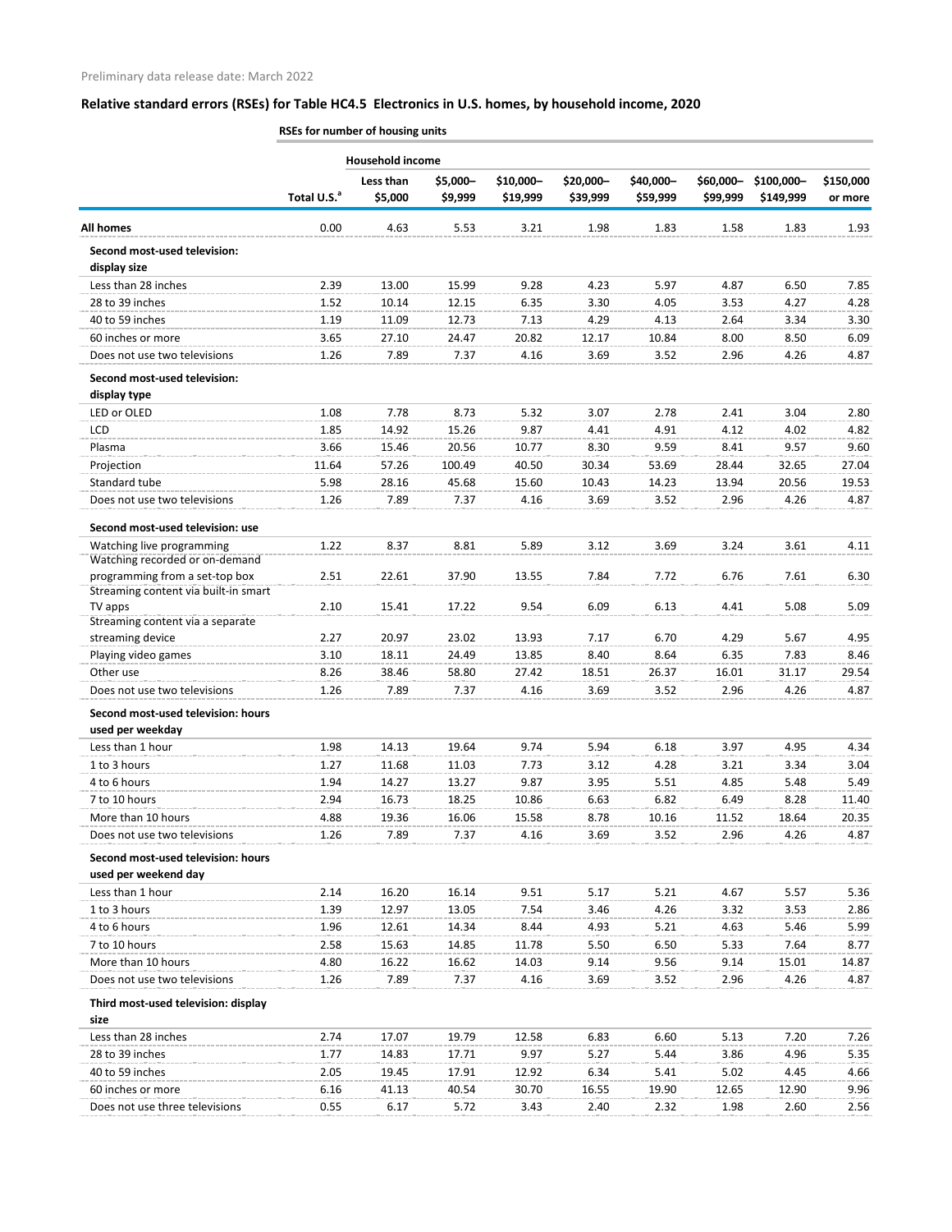Preliminary data release date: March 2022

## Relative standard errors (RSEs) for Table HC4.5 Electronics in U.S. homes, by household income, 2020

| | RSEs for number of housing units | | | | | | | | |
|---|---|---|---|---|---|---|---|---|---|
| | | Household income | | | | | | | |
| | Total U.S.[a] | Less than $5,000 | $5,000–$9,999 | $10,000–$19,999 | $20,000–$39,999 | $40,000–$59,999 | $60,000–$99,999 | $100,000–$149,999 | $150,000 or more |
| **All homes** | 0.00 | 4.63 | 5.53 | 3.21 | 1.98 | 1.83 | 1.58 | 1.83 | 1.93 |
| **Second most-used television: display size** | | | | | | | | | |
| Less than 28 inches | 2.39 | 13.00 | 15.99 | 9.28 | 4.23 | 5.97 | 4.87 | 6.50 | 7.85 |
| 28 to 39 inches | 1.52 | 10.14 | 12.15 | 6.35 | 3.30 | 4.05 | 3.53 | 4.27 | 4.28 |
| 40 to 59 inches | 1.19 | 11.09 | 12.73 | 7.13 | 4.29 | 4.13 | 2.64 | 3.34 | 3.30 |
| 60 inches or more | 3.65 | 27.10 | 24.47 | 20.82 | 12.17 | 10.84 | 8.00 | 8.50 | 6.09 |
| Does not use two televisions | 1.26 | 7.89 | 7.37 | 4.16 | 3.69 | 3.52 | 2.96 | 4.26 | 4.87 |
| **Second most-used television: display type** | | | | | | | | | |
| LED or OLED | 1.08 | 7.78 | 8.73 | 5.32 | 3.07 | 2.78 | 2.41 | 3.04 | 2.80 |
| LCD | 1.85 | 14.92 | 15.26 | 9.87 | 4.41 | 4.91 | 4.12 | 4.02 | 4.82 |
| Plasma | 3.66 | 15.46 | 20.56 | 10.77 | 8.30 | 9.59 | 8.41 | 9.57 | 9.60 |
| Projection | 11.64 | 57.26 | 100.49 | 40.50 | 30.34 | 53.69 | 28.44 | 32.65 | 27.04 |
| Standard tube | 5.98 | 28.16 | 45.68 | 15.60 | 10.43 | 14.23 | 13.94 | 20.56 | 19.53 |
| Does not use two televisions | 1.26 | 7.89 | 7.37 | 4.16 | 3.69 | 3.52 | 2.96 | 4.26 | 4.87 |
| **Second most-used television: use** | | | | | | | | | |
| Watching live programming | 1.22 | 8.37 | 8.81 | 5.89 | 3.12 | 3.69 | 3.24 | 3.61 | 4.11 |
| Watching recorded or on-demand programming from a set-top box | 2.51 | 22.61 | 37.90 | 13.55 | 7.84 | 7.72 | 6.76 | 7.61 | 6.30 |
| Streaming content via built-in smart TV apps | 2.10 | 15.41 | 17.22 | 9.54 | 6.09 | 6.13 | 4.41 | 5.08 | 5.09 |
| Streaming content via a separate streaming device | 2.27 | 20.97 | 23.02 | 13.93 | 7.17 | 6.70 | 4.29 | 5.67 | 4.95 |
| Playing video games | 3.10 | 18.11 | 24.49 | 13.85 | 8.40 | 8.64 | 6.35 | 7.83 | 8.46 |
| Other use | 8.26 | 38.46 | 58.80 | 27.42 | 18.51 | 26.37 | 16.01 | 31.17 | 29.54 |
| Does not use two televisions | 1.26 | 7.89 | 7.37 | 4.16 | 3.69 | 3.52 | 2.96 | 4.26 | 4.87 |
| **Second most-used television: hours used per weekday** | | | | | | | | | |
| Less than 1 hour | 1.98 | 14.13 | 19.64 | 9.74 | 5.94 | 6.18 | 3.97 | 4.95 | 4.34 |
| 1 to 3 hours | 1.27 | 11.68 | 11.03 | 7.73 | 3.12 | 4.28 | 3.21 | 3.34 | 3.04 |
| 4 to 6 hours | 1.94 | 14.27 | 13.27 | 9.87 | 3.95 | 5.51 | 4.85 | 5.48 | 5.49 |
| 7 to 10 hours | 2.94 | 16.73 | 18.25 | 10.86 | 6.63 | 6.82 | 6.49 | 8.28 | 11.40 |
| More than 10 hours | 4.88 | 19.36 | 16.06 | 15.58 | 8.78 | 10.16 | 11.52 | 18.64 | 20.35 |
| Does not use two televisions | 1.26 | 7.89 | 7.37 | 4.16 | 3.69 | 3.52 | 2.96 | 4.26 | 4.87 |
| **Second most-used television: hours used per weekend day** | | | | | | | | | |
| Less than 1 hour | 2.14 | 16.20 | 16.14 | 9.51 | 5.17 | 5.21 | 4.67 | 5.57 | 5.36 |
| 1 to 3 hours | 1.39 | 12.97 | 13.05 | 7.54 | 3.46 | 4.26 | 3.32 | 3.53 | 2.86 |
| 4 to 6 hours | 1.96 | 12.61 | 14.34 | 8.44 | 4.93 | 5.21 | 4.63 | 5.46 | 5.99 |
| 7 to 10 hours | 2.58 | 15.63 | 14.85 | 11.78 | 5.50 | 6.50 | 5.33 | 7.64 | 8.77 |
| More than 10 hours | 4.80 | 16.22 | 16.62 | 14.03 | 9.14 | 9.56 | 9.14 | 15.01 | 14.87 |
| Does not use two televisions | 1.26 | 7.89 | 7.37 | 4.16 | 3.69 | 3.52 | 2.96 | 4.26 | 4.87 |
| **Third most-used television: display size** | | | | | | | | | |
| Less than 28 inches | 2.74 | 17.07 | 19.79 | 12.58 | 6.83 | 6.60 | 5.13 | 7.20 | 7.26 |
| 28 to 39 inches | 1.77 | 14.83 | 17.71 | 9.97 | 5.27 | 5.44 | 3.86 | 4.96 | 5.35 |
| 40 to 59 inches | 2.05 | 19.45 | 17.91 | 12.92 | 6.34 | 5.41 | 5.02 | 4.45 | 4.66 |
| 60 inches or more | 6.16 | 41.13 | 40.54 | 30.70 | 16.55 | 19.90 | 12.65 | 12.90 | 9.96 |
| Does not use three televisions | 0.55 | 6.17 | 5.72 | 3.43 | 2.40 | 2.32 | 1.98 | 2.60 | 2.56 |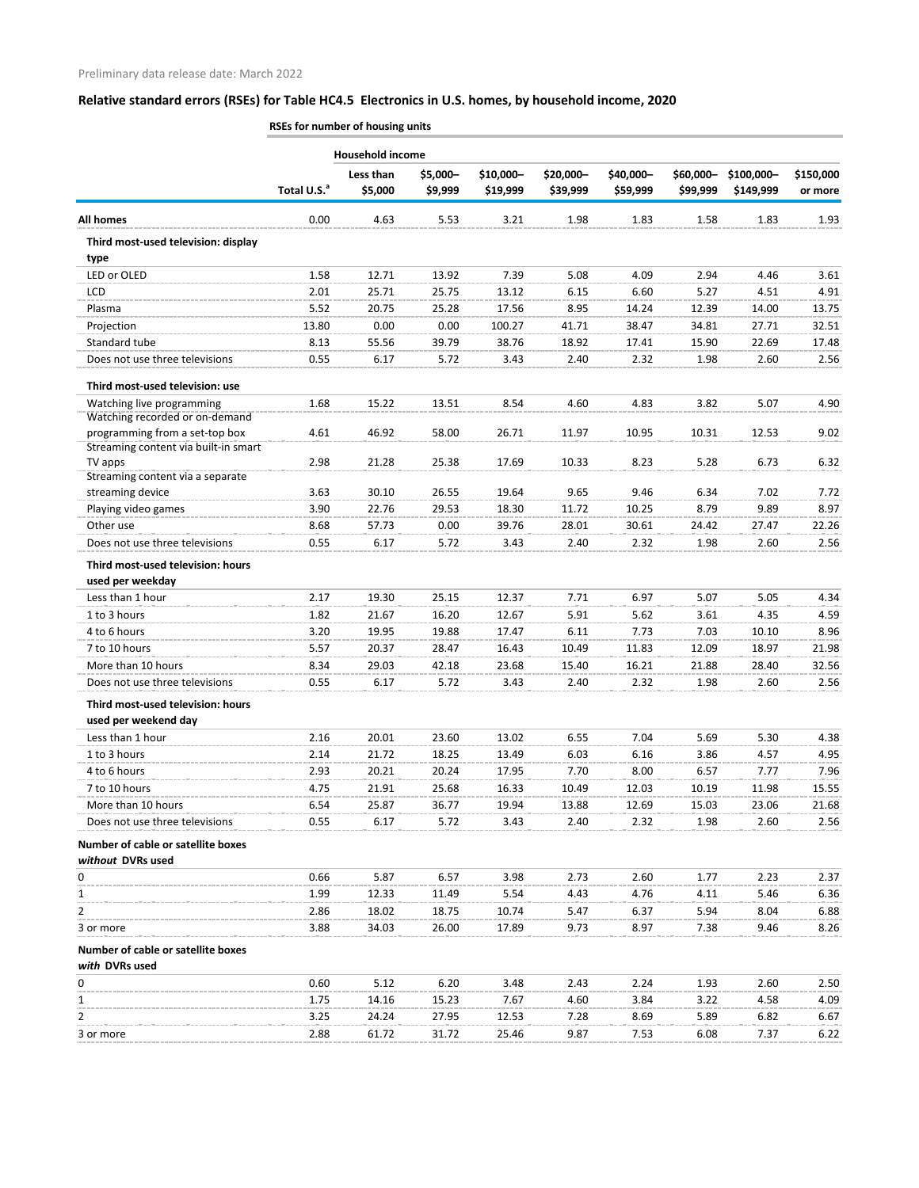Preliminary data release date: March 2022

## Relative standard errors (RSEs) for Table HC4.5 Electronics in U.S. homes, by household income, 2020

| | RSEs for number of housing units | | | | | | | | |
|---|---|---|---|---|---|---|---|---|---|
| | | Household income | | | | | | | |
| | Total U.S.[a] | Less than $5,000 | $5,000–$9,999 | $10,000–$19,999 | $20,000–$39,999 | $40,000–$59,999 | $60,000–$99,999 | $100,000–$149,999 | $150,000 or more |
| **All homes** | 0.00 | 4.63 | 5.53 | 3.21 | 1.98 | 1.83 | 1.58 | 1.83 | 1.93 |
| **Third most-used television: display type** | | | | | | | | | |
| LED or OLED | 1.58 | 12.71 | 13.92 | 7.39 | 5.08 | 4.09 | 2.94 | 4.46 | 3.61 |
| LCD | 2.01 | 25.71 | 25.75 | 13.12 | 6.15 | 6.60 | 5.27 | 4.51 | 4.91 |
| Plasma | 5.52 | 20.75 | 25.28 | 17.56 | 8.95 | 14.24 | 12.39 | 14.00 | 13.75 |
| Projection | 13.80 | 0.00 | 0.00 | 100.27 | 41.71 | 38.47 | 34.81 | 27.71 | 32.51 |
| Standard tube | 8.13 | 55.56 | 39.79 | 38.76 | 18.92 | 17.41 | 15.90 | 22.69 | 17.48 |
| Does not use three televisions | 0.55 | 6.17 | 5.72 | 3.43 | 2.40 | 2.32 | 1.98 | 2.60 | 2.56 |
| **Third most-used television: use** | | | | | | | | | |
| Watching live programming | 1.68 | 15.22 | 13.51 | 8.54 | 4.60 | 4.83 | 3.82 | 5.07 | 4.90 |
| Watching recorded or on-demand programming from a set-top box | 4.61 | 46.92 | 58.00 | 26.71 | 11.97 | 10.95 | 10.31 | 12.53 | 9.02 |
| Streaming content via built-in smart TV apps | 2.98 | 21.28 | 25.38 | 17.69 | 10.33 | 8.23 | 5.28 | 6.73 | 6.32 |
| Streaming content via a separate streaming device | 3.63 | 30.10 | 26.55 | 19.64 | 9.65 | 9.46 | 6.34 | 7.02 | 7.72 |
| Playing video games | 3.90 | 22.76 | 29.53 | 18.30 | 11.72 | 10.25 | 8.79 | 9.89 | 8.97 |
| Other use | 8.68 | 57.73 | 0.00 | 39.76 | 28.01 | 30.61 | 24.42 | 27.47 | 22.26 |
| Does not use three televisions | 0.55 | 6.17 | 5.72 | 3.43 | 2.40 | 2.32 | 1.98 | 2.60 | 2.56 |
| **Third most-used television: hours used per weekday** | | | | | | | | | |
| Less than 1 hour | 2.17 | 19.30 | 25.15 | 12.37 | 7.71 | 6.97 | 5.07 | 5.05 | 4.34 |
| 1 to 3 hours | 1.82 | 21.67 | 16.20 | 12.67 | 5.91 | 5.62 | 3.61 | 4.35 | 4.59 |
| 4 to 6 hours | 3.20 | 19.95 | 19.88 | 17.47 | 6.11 | 7.73 | 7.03 | 10.10 | 8.96 |
| 7 to 10 hours | 5.57 | 20.37 | 28.47 | 16.43 | 10.49 | 11.83 | 12.09 | 18.97 | 21.98 |
| More than 10 hours | 8.34 | 29.03 | 42.18 | 23.68 | 15.40 | 16.21 | 21.88 | 28.40 | 32.56 |
| Does not use three televisions | 0.55 | 6.17 | 5.72 | 3.43 | 2.40 | 2.32 | 1.98 | 2.60 | 2.56 |
| **Third most-used television: hours used per weekend day** | | | | | | | | | |
| Less than 1 hour | 2.16 | 20.01 | 23.60 | 13.02 | 6.55 | 7.04 | 5.69 | 5.30 | 4.38 |
| 1 to 3 hours | 2.14 | 21.72 | 18.25 | 13.49 | 6.03 | 6.16 | 3.86 | 4.57 | 4.95 |
| 4 to 6 hours | 2.93 | 20.21 | 20.24 | 17.95 | 7.70 | 8.00 | 6.57 | 7.77 | 7.96 |
| 7 to 10 hours | 4.75 | 21.91 | 25.68 | 16.33 | 10.49 | 12.03 | 10.19 | 11.98 | 15.55 |
| More than 10 hours | 6.54 | 25.87 | 36.77 | 19.94 | 13.88 | 12.69 | 15.03 | 23.06 | 21.68 |
| Does not use three televisions | 0.55 | 6.17 | 5.72 | 3.43 | 2.40 | 2.32 | 1.98 | 2.60 | 2.56 |
| **Number of cable or satellite boxes *without* DVRs used** | | | | | | | | | |
| 0 | 0.66 | 5.87 | 6.57 | 3.98 | 2.73 | 2.60 | 1.77 | 2.23 | 2.37 |
| 1 | 1.99 | 12.33 | 11.49 | 5.54 | 4.43 | 4.76 | 4.11 | 5.46 | 6.36 |
| 2 | 2.86 | 18.02 | 18.75 | 10.74 | 5.47 | 6.37 | 5.94 | 8.04 | 6.88 |
| 3 or more | 3.88 | 34.03 | 26.00 | 17.89 | 9.73 | 8.97 | 7.38 | 9.46 | 8.26 |
| **Number of cable or satellite boxes *with* DVRs used** | | | | | | | | | |
| 0 | 0.60 | 5.12 | 6.20 | 3.48 | 2.43 | 2.24 | 1.93 | 2.60 | 2.50 |
| 1 | 1.75 | 14.16 | 15.23 | 7.67 | 4.60 | 3.84 | 3.22 | 4.58 | 4.09 |
| 2 | 3.25 | 24.24 | 27.95 | 12.53 | 7.28 | 8.69 | 5.89 | 6.82 | 6.67 |
| 3 or more | 2.88 | 61.72 | 31.72 | 25.46 | 9.87 | 7.53 | 6.08 | 7.37 | 6.22 |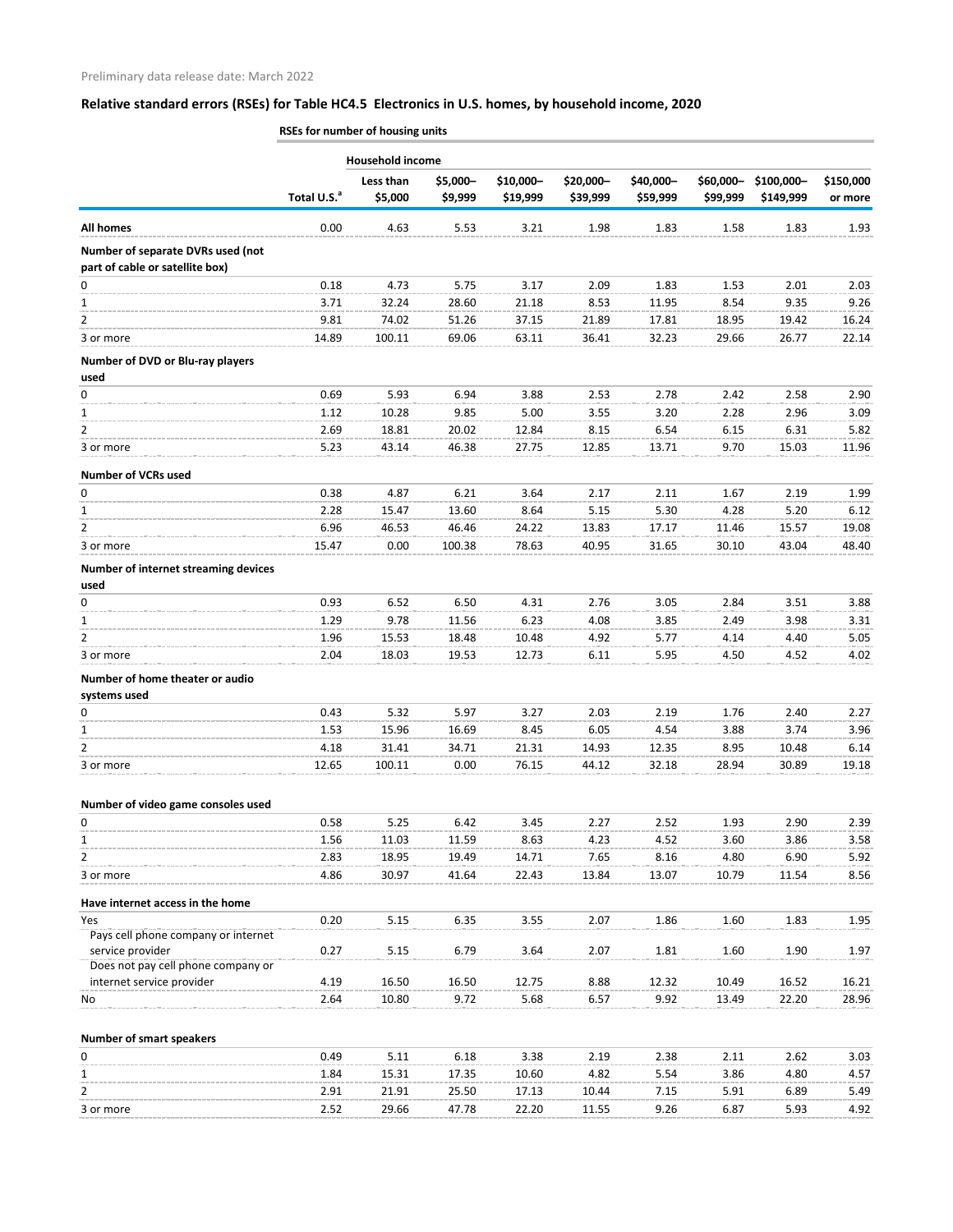Preliminary data release date: March 2022

## Relative standard errors (RSEs) for Table HC4.5 Electronics in U.S. homes, by household income, 2020

| | RSEs for number of housing units | | | | | | | | |
|---|---|---|---|---|---|---|---|---|---|
| | | Household income | | | | | | | |
| | Total U.S.[a] | Less than $5,000 | $5,000–$9,999 | $10,000–$19,999 | $20,000–$39,999 | $40,000–$59,999 | $60,000–$99,999 | $100,000–$149,999 | $150,000 or more |
| **All homes** | 0.00 | 4.63 | 5.53 | 3.21 | 1.98 | 1.83 | 1.58 | 1.83 | 1.93 |
| **Number of separate DVRs used (not part of cable or satellite box)** | | | | | | | | | |
| 0 | 0.18 | 4.73 | 5.75 | 3.17 | 2.09 | 1.83 | 1.53 | 2.01 | 2.03 |
| 1 | 3.71 | 32.24 | 28.60 | 21.18 | 8.53 | 11.95 | 8.54 | 9.35 | 9.26 |
| 2 | 9.81 | 74.02 | 51.26 | 37.15 | 21.89 | 17.81 | 18.95 | 19.42 | 16.24 |
| 3 or more | 14.89 | 100.11 | 69.06 | 63.11 | 36.41 | 32.23 | 29.66 | 26.77 | 22.14 |
| **Number of DVD or Blu-ray players used** | | | | | | | | | |
| 0 | 0.69 | 5.93 | 6.94 | 3.88 | 2.53 | 2.78 | 2.42 | 2.58 | 2.90 |
| 1 | 1.12 | 10.28 | 9.85 | 5.00 | 3.55 | 3.20 | 2.28 | 2.96 | 3.09 |
| 2 | 2.69 | 18.81 | 20.02 | 12.84 | 8.15 | 6.54 | 6.15 | 6.31 | 5.82 |
| 3 or more | 5.23 | 43.14 | 46.38 | 27.75 | 12.85 | 13.71 | 9.70 | 15.03 | 11.96 |
| **Number of VCRs used** | | | | | | | | | |
| 0 | 0.38 | 4.87 | 6.21 | 3.64 | 2.17 | 2.11 | 1.67 | 2.19 | 1.99 |
| 1 | 2.28 | 15.47 | 13.60 | 8.64 | 5.15 | 5.30 | 4.28 | 5.20 | 6.12 |
| 2 | 6.96 | 46.53 | 46.46 | 24.22 | 13.83 | 17.17 | 11.46 | 15.57 | 19.08 |
| 3 or more | 15.47 | 0.00 | 100.38 | 78.63 | 40.95 | 31.65 | 30.10 | 43.04 | 48.40 |
| **Number of internet streaming devices used** | | | | | | | | | |
| 0 | 0.93 | 6.52 | 6.50 | 4.31 | 2.76 | 3.05 | 2.84 | 3.51 | 3.88 |
| 1 | 1.29 | 9.78 | 11.56 | 6.23 | 4.08 | 3.85 | 2.49 | 3.98 | 3.31 |
| 2 | 1.96 | 15.53 | 18.48 | 10.48 | 4.92 | 5.77 | 4.14 | 4.40 | 5.05 |
| 3 or more | 2.04 | 18.03 | 19.53 | 12.73 | 6.11 | 5.95 | 4.50 | 4.52 | 4.02 |
| **Number of home theater or audio systems used** | | | | | | | | | |
| 0 | 0.43 | 5.32 | 5.97 | 3.27 | 2.03 | 2.19 | 1.76 | 2.40 | 2.27 |
| 1 | 1.53 | 15.96 | 16.69 | 8.45 | 6.05 | 4.54 | 3.88 | 3.74 | 3.96 |
| 2 | 4.18 | 31.41 | 34.71 | 21.31 | 14.93 | 12.35 | 8.95 | 10.48 | 6.14 |
| 3 or more | 12.65 | 100.11 | 0.00 | 76.15 | 44.12 | 32.18 | 28.94 | 30.89 | 19.18 |
| **Number of video game consoles used** | | | | | | | | | |
| 0 | 0.58 | 5.25 | 6.42 | 3.45 | 2.27 | 2.52 | 1.93 | 2.90 | 2.39 |
| 1 | 1.56 | 11.03 | 11.59 | 8.63 | 4.23 | 4.52 | 3.60 | 3.86 | 3.58 |
| 2 | 2.83 | 18.95 | 19.49 | 14.71 | 7.65 | 8.16 | 4.80 | 6.90 | 5.92 |
| 3 or more | 4.86 | 30.97 | 41.64 | 22.43 | 13.84 | 13.07 | 10.79 | 11.54 | 8.56 |
| **Have internet access in the home** | | | | | | | | | |
| Yes | 0.20 | 5.15 | 6.35 | 3.55 | 2.07 | 1.86 | 1.60 | 1.83 | 1.95 |
| Pays cell phone company or internet service provider | 0.27 | 5.15 | 6.79 | 3.64 | 2.07 | 1.81 | 1.60 | 1.90 | 1.97 |
| Does not pay cell phone company or internet service provider | 4.19 | 16.50 | 16.50 | 12.75 | 8.88 | 12.32 | 10.49 | 16.52 | 16.21 |
| No | 2.64 | 10.80 | 9.72 | 5.68 | 6.57 | 9.92 | 13.49 | 22.20 | 28.96 |
| **Number of smart speakers** | | | | | | | | | |
| 0 | 0.49 | 5.11 | 6.18 | 3.38 | 2.19 | 2.38 | 2.11 | 2.62 | 3.03 |
| 1 | 1.84 | 15.31 | 17.35 | 10.60 | 4.82 | 5.54 | 3.86 | 4.80 | 4.57 |
| 2 | 2.91 | 21.91 | 25.50 | 17.13 | 10.44 | 7.15 | 5.91 | 6.89 | 5.49 |
| 3 or more | 2.52 | 29.66 | 47.78 | 22.20 | 11.55 | 9.26 | 6.87 | 5.93 | 4.92 |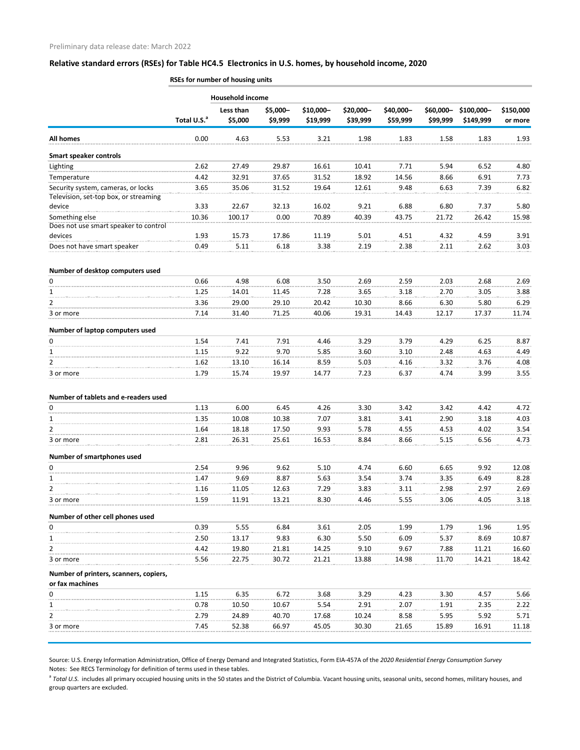Preliminary data release date: March 2022

## Relative standard errors (RSEs) for Table HC4.5 Electronics in U.S. homes, by household income, 2020

| | RSEs for number of housing units | | | | | | | | |
|---|---|---|---|---|---|---|---|---|---|
| | | Household income | | | | | | | |
| | Total U.S.[a] | Less than $5,000 | $5,000–$9,999 | $10,000–$19,999 | $20,000–$39,999 | $40,000–$59,999 | $60,000–$99,999 | $100,000–$149,999 | $150,000 or more |
| **All homes** | 0.00 | 4.63 | 5.53 | 3.21 | 1.98 | 1.83 | 1.58 | 1.83 | 1.93 |
| **Smart speaker controls** | | | | | | | | | |
| Lighting | 2.62 | 27.49 | 29.87 | 16.61 | 10.41 | 7.71 | 5.94 | 6.52 | 4.80 |
| Temperature | 4.42 | 32.91 | 37.65 | 31.52 | 18.92 | 14.56 | 8.66 | 6.91 | 7.73 |
| Security system, cameras, or locks | 3.65 | 35.06 | 31.52 | 19.64 | 12.61 | 9.48 | 6.63 | 7.39 | 6.82 |
| Television, set-top box, or streaming device | 3.33 | 22.67 | 32.13 | 16.02 | 9.21 | 6.88 | 6.80 | 7.37 | 5.80 |
| Something else | 10.36 | 100.17 | 0.00 | 70.89 | 40.39 | 43.75 | 21.72 | 26.42 | 15.98 |
| Does not use smart speaker to control devices | 1.93 | 15.73 | 17.86 | 11.19 | 5.01 | 4.51 | 4.32 | 4.59 | 3.91 |
| Does not have smart speaker | 0.49 | 5.11 | 6.18 | 3.38 | 2.19 | 2.38 | 2.11 | 2.62 | 3.03 |
| **Number of desktop computers used** | | | | | | | | | |
| 0 | 0.66 | 4.98 | 6.08 | 3.50 | 2.69 | 2.59 | 2.03 | 2.68 | 2.69 |
| 1 | 1.25 | 14.01 | 11.45 | 7.28 | 3.65 | 3.18 | 2.70 | 3.05 | 3.88 |
| 2 | 3.36 | 29.00 | 29.10 | 20.42 | 10.30 | 8.66 | 6.30 | 5.80 | 6.29 |
| 3 or more | 7.14 | 31.40 | 71.25 | 40.06 | 19.31 | 14.43 | 12.17 | 17.37 | 11.74 |
| **Number of laptop computers used** | | | | | | | | | |
| 0 | 1.54 | 7.41 | 7.91 | 4.46 | 3.29 | 3.79 | 4.29 | 6.25 | 8.87 |
| 1 | 1.15 | 9.22 | 9.70 | 5.85 | 3.60 | 3.10 | 2.48 | 4.63 | 4.49 |
| 2 | 1.62 | 13.10 | 16.14 | 8.59 | 5.03 | 4.16 | 3.32 | 3.76 | 4.08 |
| 3 or more | 1.79 | 15.74 | 19.97 | 14.77 | 7.23 | 6.37 | 4.74 | 3.99 | 3.55 |
| **Number of tablets and e-readers used** | | | | | | | | | |
| 0 | 1.13 | 6.00 | 6.45 | 4.26 | 3.30 | 3.42 | 3.42 | 4.42 | 4.72 |
| 1 | 1.35 | 10.08 | 10.38 | 7.07 | 3.81 | 3.41 | 2.90 | 3.18 | 4.03 |
| 2 | 1.64 | 18.18 | 17.50 | 9.93 | 5.78 | 4.55 | 4.53 | 4.02 | 3.54 |
| 3 or more | 2.81 | 26.31 | 25.61 | 16.53 | 8.84 | 8.66 | 5.15 | 6.56 | 4.73 |
| **Number of smartphones used** | | | | | | | | | |
| 0 | 2.54 | 9.96 | 9.62 | 5.10 | 4.74 | 6.60 | 6.65 | 9.92 | 12.08 |
| 1 | 1.47 | 9.69 | 8.87 | 5.63 | 3.54 | 3.74 | 3.35 | 6.49 | 8.28 |
| 2 | 1.16 | 11.05 | 12.63 | 7.29 | 3.83 | 3.11 | 2.98 | 2.97 | 2.69 |
| 3 or more | 1.59 | 11.91 | 13.21 | 8.30 | 4.46 | 5.55 | 3.06 | 4.05 | 3.18 |
| **Number of other cell phones used** | | | | | | | | | |
| 0 | 0.39 | 5.55 | 6.84 | 3.61 | 2.05 | 1.99 | 1.79 | 1.96 | 1.95 |
| 1 | 2.50 | 13.17 | 9.83 | 6.30 | 5.50 | 6.09 | 5.37 | 8.69 | 10.87 |
| 2 | 4.42 | 19.80 | 21.81 | 14.25 | 9.10 | 9.67 | 7.88 | 11.21 | 16.60 |
| 3 or more | 5.56 | 22.75 | 30.72 | 21.21 | 13.88 | 14.98 | 11.70 | 14.21 | 18.42 |
| **Number of printers, scanners, copiers, or fax machines** | | | | | | | | | |
| 0 | 1.15 | 6.35 | 6.72 | 3.68 | 3.29 | 4.23 | 3.30 | 4.57 | 5.66 |
| 1 | 0.78 | 10.50 | 10.67 | 5.54 | 2.91 | 2.07 | 1.91 | 2.35 | 2.22 |
| 2 | 2.79 | 24.89 | 40.70 | 17.68 | 10.24 | 8.58 | 5.95 | 5.92 | 5.71 |
| 3 or more | 7.45 | 52.38 | 66.97 | 45.05 | 30.30 | 21.65 | 15.89 | 16.91 | 11.18 |

Source: U.S. Energy Information Administration, Office of Energy Demand and Integrated Statistics, Form EIA-457A of the *2020 Residential Energy Consumption Survey*

Notes: See RECS Terminology for definition of terms used in these tables.

[a] *Total U.S.* includes all primary occupied housing units in the 50 states and the District of Columbia. Vacant housing units, seasonal units, second homes, military houses, and group quarters are excluded.